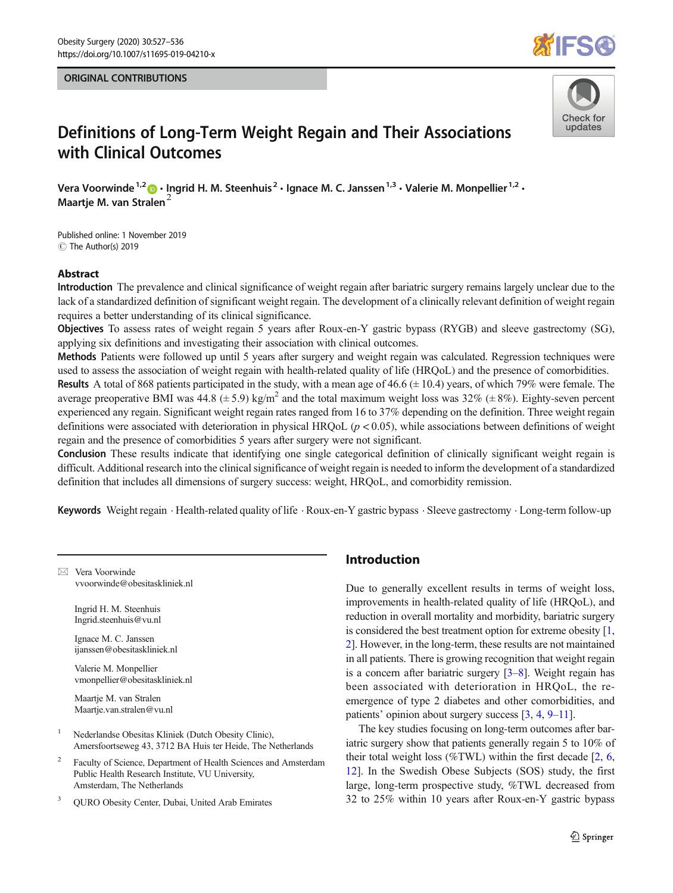ORIGINAL CONTRIBUTIONS

# Definitions of Long-Term Weight Regain and Their Associations with Clinical Outcomes

Vera Voorwinde[1,2] · Ingrid H. M. Steenhuis[2] · Ignace M. C. Janssen[1,3] · Valerie M. Monpellier[1,2] · Maartje M. van Stralen[2]

Published online: 1 November 2019
© The Author(s) 2019

## Abstract

**Introduction** The prevalence and clinical significance of weight regain after bariatric surgery remains largely unclear due to the lack of a standardized definition of significant weight regain. The development of a clinically relevant definition of weight regain requires a better understanding of its clinical significance.

**Objectives** To assess rates of weight regain 5 years after Roux-en-Y gastric bypass (RYGB) and sleeve gastrectomy (SG), applying six definitions and investigating their association with clinical outcomes.

**Methods** Patients were followed up until 5 years after surgery and weight regain was calculated. Regression techniques were used to assess the association of weight regain with health-related quality of life (HRQoL) and the presence of comorbidities.

**Results** A total of 868 patients participated in the study, with a mean age of 46.6 (± 10.4) years, of which 79% were female. The average preoperative BMI was 44.8 (± 5.9) kg/m$^2$ and the total maximum weight loss was 32% (± 8%). Eighty-seven percent experienced any regain. Significant weight regain rates ranged from 16 to 37% depending on the definition. Three weight regain definitions were associated with deterioration in physical HRQoL ($p < 0.05$), while associations between definitions of weight regain and the presence of comorbidities 5 years after surgery were not significant.

**Conclusion** These results indicate that identifying one single categorical definition of clinically significant weight regain is difficult. Additional research into the clinical significance of weight regain is needed to inform the development of a standardized definition that includes all dimensions of surgery success: weight, HRQoL, and comorbidity remission.

**Keywords** Weight regain · Health-related quality of life · Roux-en-Y gastric bypass · Sleeve gastrectomy · Long-term follow-up

✉ Vera Voorwinde
vvoorwinde@obesitaskliniek.nl

Ingrid H. M. Steenhuis
Ingrid.steenhuis@vu.nl

Ignace M. C. Janssen
ijanssen@obesitaskliniek.nl

Valerie M. Monpellier
vmonpellier@obesitaskliniek.nl

Maartje M. van Stralen
Maartje.van.stralen@vu.nl

1 Nederlandse Obesitas Kliniek (Dutch Obesity Clinic), Amersfoortseweg 43, 3712 BA Huis ter Heide, The Netherlands

2 Faculty of Science, Department of Health Sciences and Amsterdam Public Health Research Institute, VU University, Amsterdam, The Netherlands

3 QURO Obesity Center, Dubai, United Arab Emirates

## Introduction

Due to generally excellent results in terms of weight loss, improvements in health-related quality of life (HRQoL), and reduction in overall mortality and morbidity, bariatric surgery is considered the best treatment option for extreme obesity [1, 2]. However, in the long-term, these results are not maintained in all patients. There is growing recognition that weight regain is a concern after bariatric surgery [3–8]. Weight regain has been associated with deterioration in HRQoL, the re-emergence of type 2 diabetes and other comorbidities, and patients' opinion about surgery success [3, 4, 9–11].

The key studies focusing on long-term outcomes after bariatric surgery show that patients generally regain 5 to 10% of their total weight loss (%TWL) within the first decade [2, 6, 12]. In the Swedish Obese Subjects (SOS) study, the first large, long-term prospective study, %TWL decreased from 32 to 25% within 10 years after Roux-en-Y gastric bypass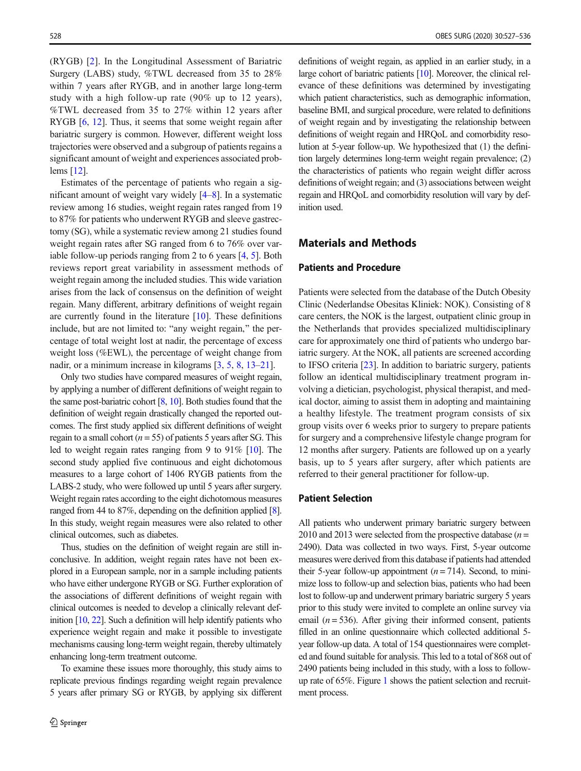(RYGB) [2]. In the Longitudinal Assessment of Bariatric Surgery (LABS) study, %TWL decreased from 35 to 28% within 7 years after RYGB, and in another large long-term study with a high follow-up rate (90% up to 12 years), %TWL decreased from 35 to 27% within 12 years after RYGB [6, 12]. Thus, it seems that some weight regain after bariatric surgery is common. However, different weight loss trajectories were observed and a subgroup of patients regains a significant amount of weight and experiences associated problems [12].

Estimates of the percentage of patients who regain a significant amount of weight vary widely [4–8]. In a systematic review among 16 studies, weight regain rates ranged from 19 to 87% for patients who underwent RYGB and sleeve gastrectomy (SG), while a systematic review among 21 studies found weight regain rates after SG ranged from 6 to 76% over variable follow-up periods ranging from 2 to 6 years [4, 5]. Both reviews report great variability in assessment methods of weight regain among the included studies. This wide variation arises from the lack of consensus on the definition of weight regain. Many different, arbitrary definitions of weight regain are currently found in the literature [10]. These definitions include, but are not limited to: "any weight regain," the percentage of total weight lost at nadir, the percentage of excess weight loss (%EWL), the percentage of weight change from nadir, or a minimum increase in kilograms [3, 5, 8, 13–21].

Only two studies have compared measures of weight regain, by applying a number of different definitions of weight regain to the same post-bariatric cohort [8, 10]. Both studies found that the definition of weight regain drastically changed the reported outcomes. The first study applied six different definitions of weight regain to a small cohort ($n = 55$) of patients 5 years after SG. This led to weight regain rates ranging from 9 to 91% [10]. The second study applied five continuous and eight dichotomous measures to a large cohort of 1406 RYGB patients from the LABS-2 study, who were followed up until 5 years after surgery. Weight regain rates according to the eight dichotomous measures ranged from 44 to 87%, depending on the definition applied [8]. In this study, weight regain measures were also related to other clinical outcomes, such as diabetes.

Thus, studies on the definition of weight regain are still inconclusive. In addition, weight regain rates have not been explored in a European sample, nor in a sample including patients who have either undergone RYGB or SG. Further exploration of the associations of different definitions of weight regain with clinical outcomes is needed to develop a clinically relevant definition [10, 22]. Such a definition will help identify patients who experience weight regain and make it possible to investigate mechanisms causing long-term weight regain, thereby ultimately enhancing long-term treatment outcome.

To examine these issues more thoroughly, this study aims to replicate previous findings regarding weight regain prevalence 5 years after primary SG or RYGB, by applying six different definitions of weight regain, as applied in an earlier study, in a large cohort of bariatric patients [10]. Moreover, the clinical relevance of these definitions was determined by investigating which patient characteristics, such as demographic information, baseline BMI, and surgical procedure, were related to definitions of weight regain and by investigating the relationship between definitions of weight regain and HRQoL and comorbidity resolution at 5-year follow-up. We hypothesized that (1) the definition largely determines long-term weight regain prevalence; (2) the characteristics of patients who regain weight differ across definitions of weight regain; and (3) associations between weight regain and HRQoL and comorbidity resolution will vary by definition used.

## Materials and Methods

### Patients and Procedure

Patients were selected from the database of the Dutch Obesity Clinic (Nederlandse Obesitas Kliniek: NOK). Consisting of 8 care centers, the NOK is the largest, outpatient clinic group in the Netherlands that provides specialized multidisciplinary care for approximately one third of patients who undergo bariatric surgery. At the NOK, all patients are screened according to IFSO criteria [23]. In addition to bariatric surgery, patients follow an identical multidisciplinary treatment program involving a dietician, psychologist, physical therapist, and medical doctor, aiming to assist them in adopting and maintaining a healthy lifestyle. The treatment program consists of six group visits over 6 weeks prior to surgery to prepare patients for surgery and a comprehensive lifestyle change program for 12 months after surgery. Patients are followed up on a yearly basis, up to 5 years after surgery, after which patients are referred to their general practitioner for follow-up.

### Patient Selection

All patients who underwent primary bariatric surgery between 2010 and 2013 were selected from the prospective database ($n = 2490$). Data was collected in two ways. First, 5-year outcome measures were derived from this database if patients had attended their 5-year follow-up appointment ($n = 714$). Second, to minimize loss to follow-up and selection bias, patients who had been lost to follow-up and underwent primary bariatric surgery 5 years prior to this study were invited to complete an online survey via email ($n = 536$). After giving their informed consent, patients filled in an online questionnaire which collected additional 5-year follow-up data. A total of 154 questionnaires were completed and found suitable for analysis. This led to a total of 868 out of 2490 patients being included in this study, with a loss to follow-up rate of 65%. Figure 1 shows the patient selection and recruitment process.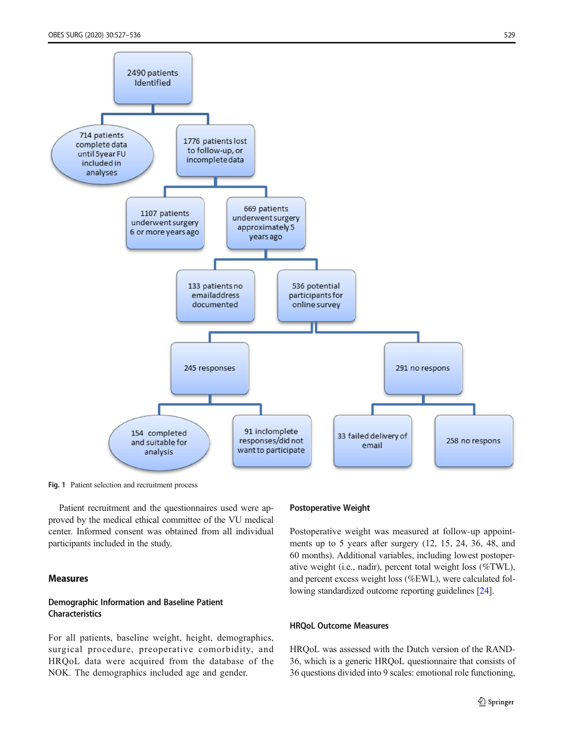Fig. 1 Patient selection and recruitment process

Patient recruitment and the questionnaires used were approved by the medical ethical committee of the VU medical center. Informed consent was obtained from all individual participants included in the study.

## Measures

### Demographic Information and Baseline Patient Characteristics

For all patients, baseline weight, height, demographics, surgical procedure, preoperative comorbidity, and HRQoL data were acquired from the database of the NOK. The demographics included age and gender.

### Postoperative Weight

Postoperative weight was measured at follow-up appointments up to 5 years after surgery (12, 15, 24, 36, 48, and 60 months). Additional variables, including lowest postoperative weight (i.e., nadir), percent total weight loss (%TWL), and percent excess weight loss (%EWL), were calculated following standardized outcome reporting guidelines [24].

### HRQoL Outcome Measures

HRQoL was assessed with the Dutch version of the RAND-36, which is a generic HRQoL questionnaire that consists of 36 questions divided into 9 scales: emotional role functioning,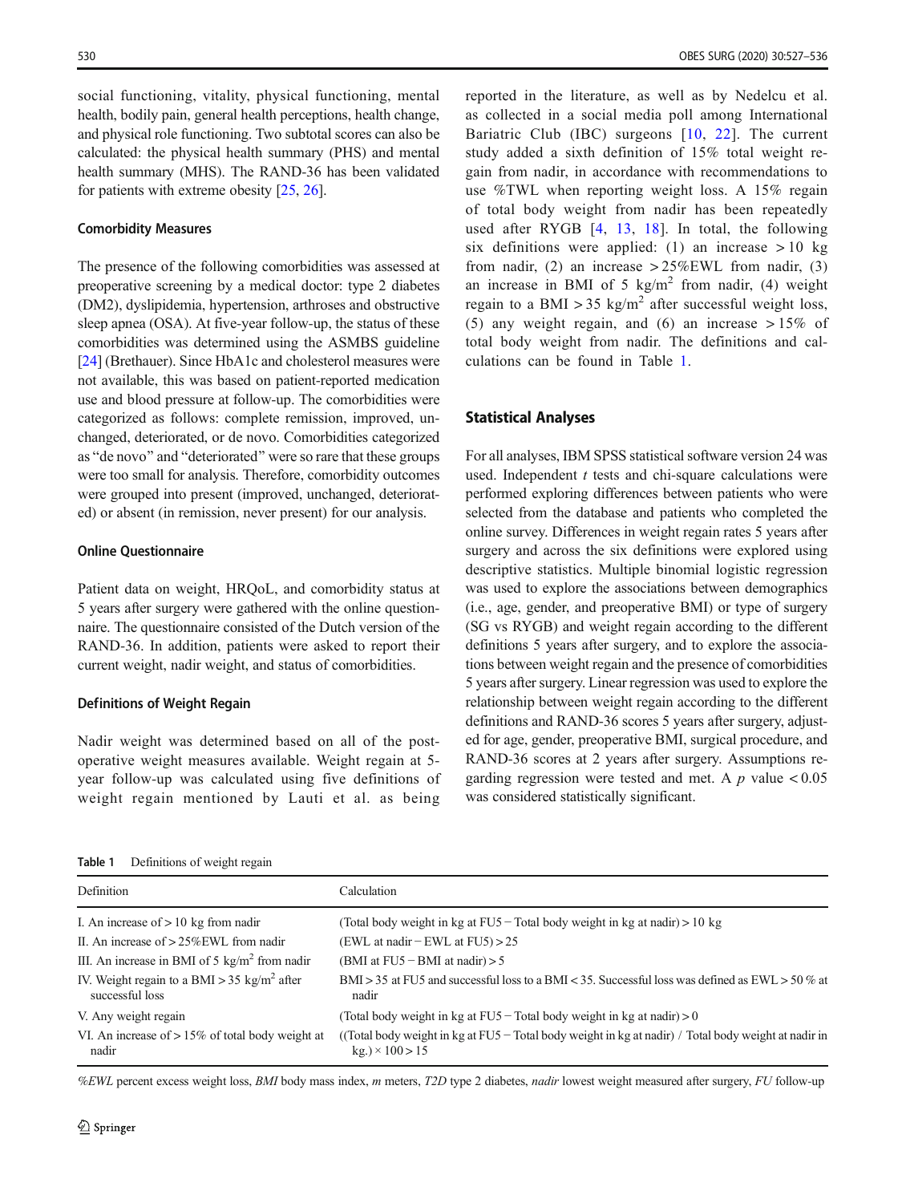social functioning, vitality, physical functioning, mental health, bodily pain, general health perceptions, health change, and physical role functioning. Two subtotal scores can also be calculated: the physical health summary (PHS) and mental health summary (MHS). The RAND-36 has been validated for patients with extreme obesity [25, 26].

### Comorbidity Measures

The presence of the following comorbidities was assessed at preoperative screening by a medical doctor: type 2 diabetes (DM2), dyslipidemia, hypertension, arthroses and obstructive sleep apnea (OSA). At five-year follow-up, the status of these comorbidities was determined using the ASMBS guideline [24] (Brethauer). Since HbA1c and cholesterol measures were not available, this was based on patient-reported medication use and blood pressure at follow-up. The comorbidities were categorized as follows: complete remission, improved, unchanged, deteriorated, or de novo. Comorbidities categorized as "de novo" and "deteriorated" were so rare that these groups were too small for analysis. Therefore, comorbidity outcomes were grouped into present (improved, unchanged, deteriorated) or absent (in remission, never present) for our analysis.

### Online Questionnaire

Patient data on weight, HRQoL, and comorbidity status at 5 years after surgery were gathered with the online questionnaire. The questionnaire consisted of the Dutch version of the RAND-36. In addition, patients were asked to report their current weight, nadir weight, and status of comorbidities.

### Definitions of Weight Regain

Nadir weight was determined based on all of the post-operative weight measures available. Weight regain at 5-year follow-up was calculated using five definitions of weight regain mentioned by Lauti et al. as being reported in the literature, as well as by Nedelcu et al. as collected in a social media poll among International Bariatric Club (IBC) surgeons [10, 22]. The current study added a sixth definition of 15% total weight regain from nadir, in accordance with recommendations to use %TWL when reporting weight loss. A 15% regain of total body weight from nadir has been repeatedly used after RYGB [4, 13, 18]. In total, the following six definitions were applied: (1) an increase > 10 kg from nadir, (2) an increase > 25%EWL from nadir, (3) an increase in BMI of 5 kg/m$^2$ from nadir, (4) weight regain to a BMI > 35 kg/m$^2$ after successful weight loss, (5) any weight regain, and (6) an increase > 15% of total body weight from nadir. The definitions and calculations can be found in Table 1.

### Statistical Analyses

For all analyses, IBM SPSS statistical software version 24 was used. Independent *t* tests and chi-square calculations were performed exploring differences between patients who were selected from the database and patients who completed the online survey. Differences in weight regain rates 5 years after surgery and across the six definitions were explored using descriptive statistics. Multiple binomial logistic regression was used to explore the associations between demographics (i.e., age, gender, and preoperative BMI) or type of surgery (SG vs RYGB) and weight regain according to the different definitions 5 years after surgery, and to explore the associations between weight regain and the presence of comorbidities 5 years after surgery. Linear regression was used to explore the relationship between weight regain according to the different definitions and RAND-36 scores 5 years after surgery, adjusted for age, gender, preoperative BMI, surgical procedure, and RAND-36 scores at 2 years after surgery. Assumptions regarding regression were tested and met. A $p$ value < 0.05 was considered statistically significant.

**Table 1** Definitions of weight regain

| Definition | Calculation |
|---|---|
| I. An increase of > 10 kg from nadir | (Total body weight in kg at FU5 − Total body weight in kg at nadir) > 10 kg |
| II. An increase of > 25%EWL from nadir | (EWL at nadir − EWL at FU5) > 25 |
| III. An increase in BMI of 5 kg/m$^2$ from nadir | (BMI at FU5 − BMI at nadir) > 5 |
| IV. Weight regain to a BMI > 35 kg/m$^2$ after successful loss | BMI > 35 at FU5 and successful loss to a BMI < 35. Successful loss was defined as EWL > 50 % at nadir |
| V. Any weight regain | (Total body weight in kg at FU5 − Total body weight in kg at nadir) > 0 |
| VI. An increase of > 15% of total body weight at nadir | ((Total body weight in kg at FU5 − Total body weight in kg at nadir) / Total body weight at nadir in kg.) × 100 > 15 |

*%EWL* percent excess weight loss, *BMI* body mass index, *m* meters, *T2D* type 2 diabetes, *nadir* lowest weight measured after surgery, *FU* follow-up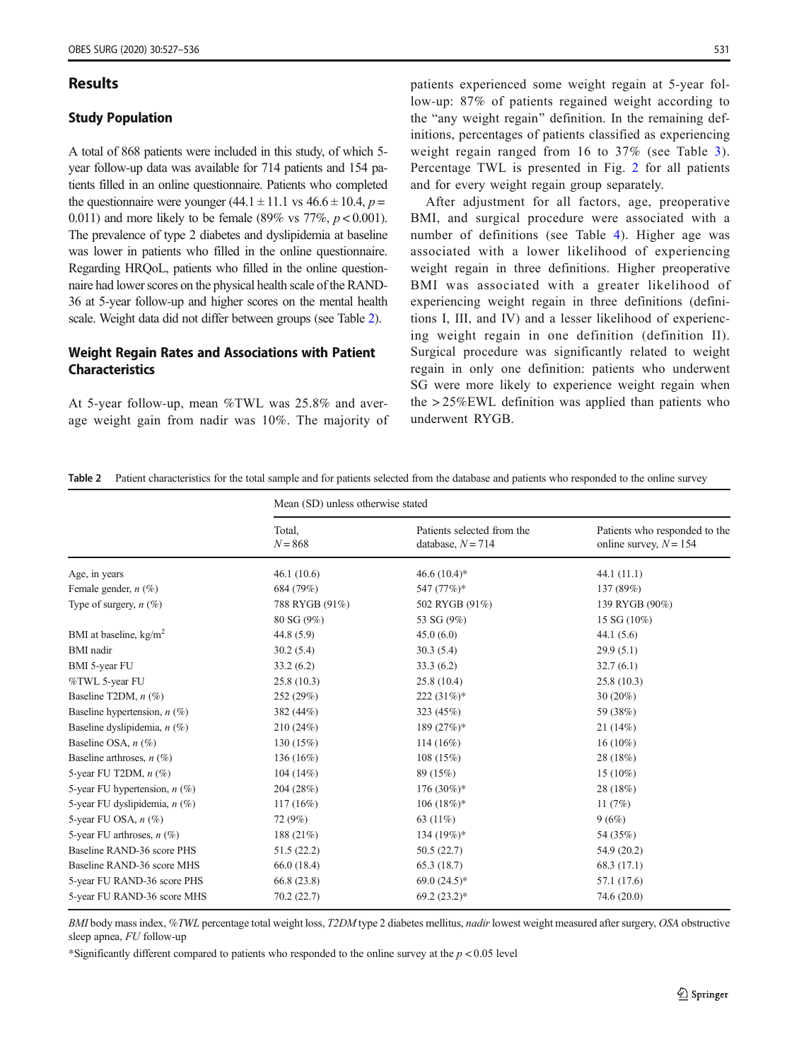## Results

### Study Population

A total of 868 patients were included in this study, of which 5-year follow-up data was available for 714 patients and 154 patients filled in an online questionnaire. Patients who completed the questionnaire were younger ($44.1 \pm 11.1$ vs $46.6 \pm 10.4$, $p = 0.011$) and more likely to be female (89% vs 77%, $p < 0.001$). The prevalence of type 2 diabetes and dyslipidemia at baseline was lower in patients who filled in the online questionnaire. Regarding HRQoL, patients who filled in the online questionnaire had lower scores on the physical health scale of the RAND-36 at 5-year follow-up and higher scores on the mental health scale. Weight data did not differ between groups (see Table 2).

### Weight Regain Rates and Associations with Patient Characteristics

At 5-year follow-up, mean %TWL was 25.8% and average weight gain from nadir was 10%. The majority of patients experienced some weight regain at 5-year follow-up: 87% of patients regained weight according to the "any weight regain" definition. In the remaining definitions, percentages of patients classified as experiencing weight regain ranged from 16 to 37% (see Table 3). Percentage TWL is presented in Fig. 2 for all patients and for every weight regain group separately.

After adjustment for all factors, age, preoperative BMI, and surgical procedure were associated with a number of definitions (see Table 4). Higher age was associated with a lower likelihood of experiencing weight regain in three definitions. Higher preoperative BMI was associated with a greater likelihood of experiencing weight regain in three definitions (definitions I, III, and IV) and a lesser likelihood of experiencing weight regain in one definition (definition II). Surgical procedure was significantly related to weight regain in only one definition: patients who underwent SG were more likely to experience weight regain when the > 25%EWL definition was applied than patients who underwent RYGB.

**Table 2** Patient characteristics for the total sample and for patients selected from the database and patients who responded to the online survey

| | Mean (SD) unless otherwise stated | | |
|---|---|---|---|
| | Total, $N = 868$ | Patients selected from the database, $N = 714$ | Patients who responded to the online survey, $N = 154$ |
| Age, in years | 46.1 (10.6) | 46.6 (10.4)* | 44.1 (11.1) |
| Female gender, n (%) | 684 (79%) | 547 (77%)* | 137 (89%) |
| Type of surgery, n (%) | 788 RYGB (91%) | 502 RYGB (91%) | 139 RYGB (90%) |
| | 80 SG (9%) | 53 SG (9%) | 15 SG (10%) |
| BMI at baseline, kg/m$^2$ | 44.8 (5.9) | 45.0 (6.0) | 44.1 (5.6) |
| BMI nadir | 30.2 (5.4) | 30.3 (5.4) | 29.9 (5.1) |
| BMI 5-year FU | 33.2 (6.2) | 33.3 (6.2) | 32.7 (6.1) |
| %TWL 5-year FU | 25.8 (10.3) | 25.8 (10.4) | 25.8 (10.3) |
| Baseline T2DM, n (%) | 252 (29%) | 222 (31%)* | 30 (20%) |
| Baseline hypertension, n (%) | 382 (44%) | 323 (45%) | 59 (38%) |
| Baseline dyslipidemia, n (%) | 210 (24%) | 189 (27%)* | 21 (14%) |
| Baseline OSA, n (%) | 130 (15%) | 114 (16%) | 16 (10%) |
| Baseline arthroses, n (%) | 136 (16%) | 108 (15%) | 28 (18%) |
| 5-year FU T2DM, n (%) | 104 (14%) | 89 (15%) | 15 (10%) |
| 5-year FU hypertension, n (%) | 204 (28%) | 176 (30%)* | 28 (18%) |
| 5-year FU dyslipidemia, n (%) | 117 (16%) | 106 (18%)* | 11 (7%) |
| 5-year FU OSA, n (%) | 72 (9%) | 63 (11%) | 9 (6%) |
| 5-year FU arthroses, n (%) | 188 (21%) | 134 (19%)* | 54 (35%) |
| Baseline RAND-36 score PHS | 51.5 (22.2) | 50.5 (22.7) | 54.9 (20.2) |
| Baseline RAND-36 score MHS | 66.0 (18.4) | 65.3 (18.7) | 68.3 (17.1) |
| 5-year FU RAND-36 score PHS | 66.8 (23.8) | 69.0 (24.5)* | 57.1 (17.6) |
| 5-year FU RAND-36 score MHS | 70.2 (22.7) | 69.2 (23.2)* | 74.6 (20.0) |

*BMI* body mass index, *%TWL* percentage total weight loss, *T2DM* type 2 diabetes mellitus, *nadir* lowest weight measured after surgery, *OSA* obstructive sleep apnea, *FU* follow-up

*Significantly different compared to patients who responded to the online survey at the $p < 0.05$ level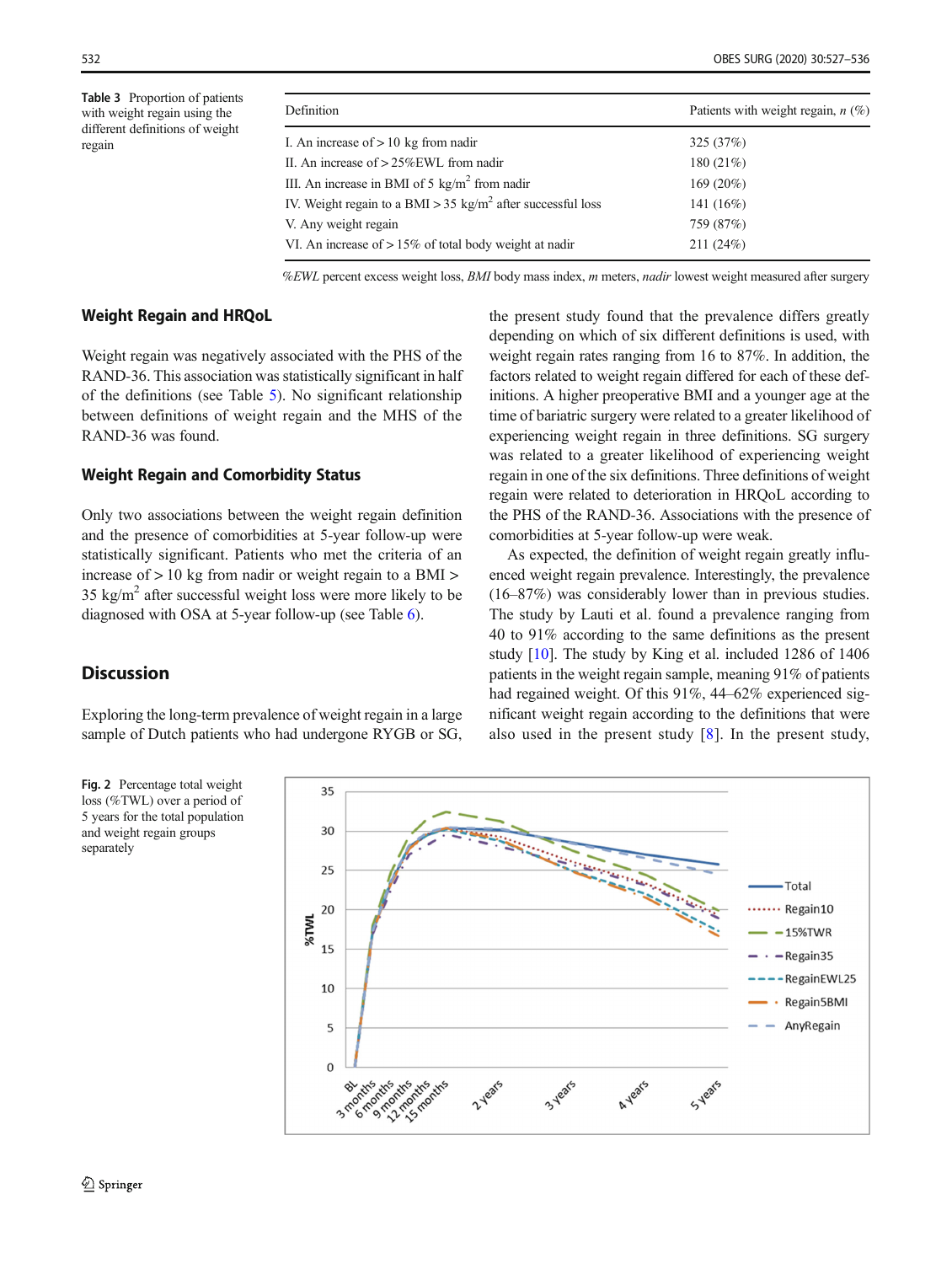**Table 3** Proportion of patients with weight regain using the different definitions of weight regain

| Definition | Patients with weight regain, *n* (%) |
|---|---|
| I. An increase of > 10 kg from nadir | 325 (37%) |
| II. An increase of > 25%EWL from nadir | 180 (21%) |
| III. An increase in BMI of 5 kg/m$^2$ from nadir | 169 (20%) |
| IV. Weight regain to a BMI > 35 kg/m$^2$ after successful loss | 141 (16%) |
| V. Any weight regain | 759 (87%) |
| VI. An increase of > 15% of total body weight at nadir | 211 (24%) |

*%EWL* percent excess weight loss, *BMI* body mass index, *m* meters, *nadir* lowest weight measured after surgery

## Weight Regain and HRQoL

Weight regain was negatively associated with the PHS of the RAND-36. This association was statistically significant in half of the definitions (see Table 5). No significant relationship between definitions of weight regain and the MHS of the RAND-36 was found.

## Weight Regain and Comorbidity Status

Only two associations between the weight regain definition and the presence of comorbidities at 5-year follow-up were statistically significant. Patients who met the criteria of an increase of > 10 kg from nadir or weight regain to a BMI > 35 kg/m$^2$ after successful weight loss were more likely to be diagnosed with OSA at 5-year follow-up (see Table 6).

# Discussion

Exploring the long-term prevalence of weight regain in a large sample of Dutch patients who had undergone RYGB or SG, the present study found that the prevalence differs greatly depending on which of six different definitions is used, with weight regain rates ranging from 16 to 87%. In addition, the factors related to weight regain differed for each of these definitions. A higher preoperative BMI and a younger age at the time of bariatric surgery were related to a greater likelihood of experiencing weight regain in three definitions. SG surgery was related to a greater likelihood of experiencing weight regain in one of the six definitions. Three definitions of weight regain were related to deterioration in HRQoL according to the PHS of the RAND-36. Associations with the presence of comorbidities at 5-year follow-up were weak.

As expected, the definition of weight regain greatly influenced weight regain prevalence. Interestingly, the prevalence (16–87%) was considerably lower than in previous studies. The study by Lauti et al. found a prevalence ranging from 40 to 91% according to the same definitions as the present study [10]. The study by King et al. included 1286 of 1406 patients in the weight regain sample, meaning 91% of patients had regained weight. Of this 91%, 44–62% experienced significant weight regain according to the definitions that were also used in the present study [8]. In the present study,

**Fig. 2** Percentage total weight loss (%TWL) over a period of 5 years for the total population and weight regain groups separately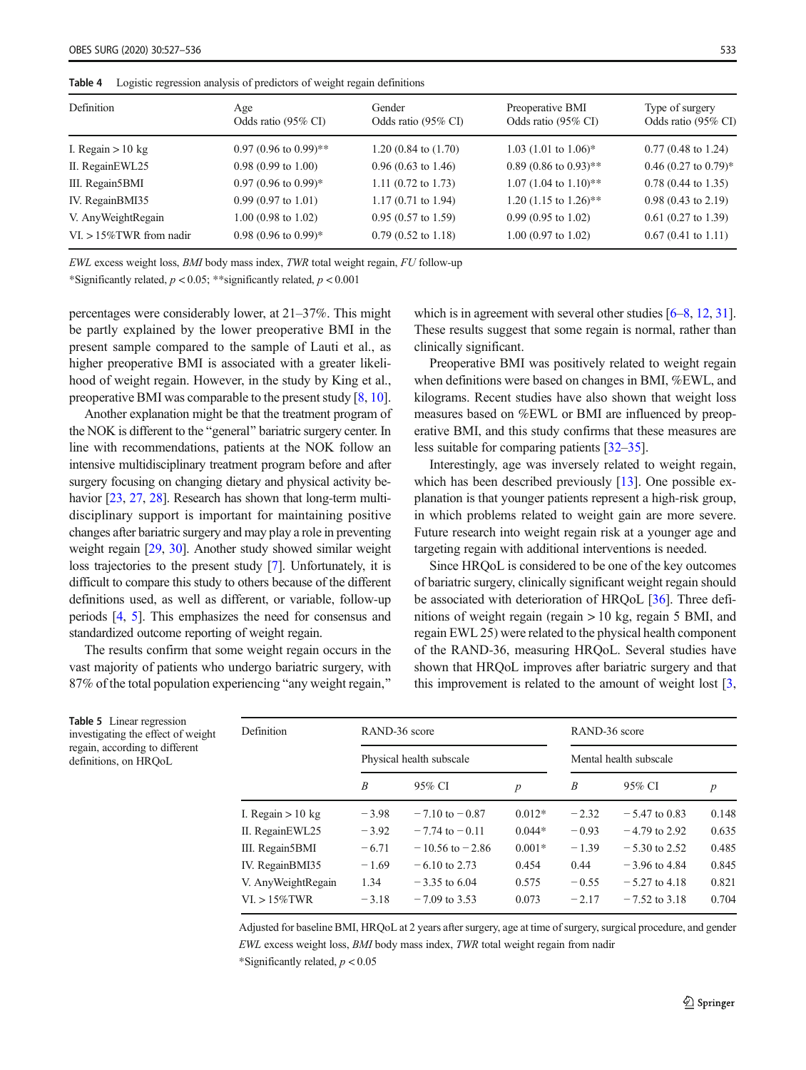**Table 4** Logistic regression analysis of predictors of weight regain definitions

| Definition | Age Odds ratio (95% CI) | Gender Odds ratio (95% CI) | Preoperative BMI Odds ratio (95% CI) | Type of surgery Odds ratio (95% CI) |
|---|---|---|---|---|
| I. Regain > 10 kg | 0.97 (0.96 to 0.99)** | 1.20 (0.84 to (1.70) | 1.03 (1.01 to 1.06)* | 0.77 (0.48 to 1.24) |
| II. RegainEWL25 | 0.98 (0.99 to 1.00) | 0.96 (0.63 to 1.46) | 0.89 (0.86 to 0.93)** | 0.46 (0.27 to 0.79)* |
| III. Regain5BMI | 0.97 (0.96 to 0.99)* | 1.11 (0.72 to 1.73) | 1.07 (1.04 to 1.10)** | 0.78 (0.44 to 1.35) |
| IV. RegainBMI35 | 0.99 (0.97 to 1.01) | 1.17 (0.71 to 1.94) | 1.20 (1.15 to 1.26)** | 0.98 (0.43 to 2.19) |
| V. AnyWeightRegain | 1.00 (0.98 to 1.02) | 0.95 (0.57 to 1.59) | 0.99 (0.95 to 1.02) | 0.61 (0.27 to 1.39) |
| VI. > 15%TWR from nadir | 0.98 (0.96 to 0.99)* | 0.79 (0.52 to 1.18) | 1.00 (0.97 to 1.02) | 0.67 (0.41 to 1.11) |

*EWL* excess weight loss, *BMI* body mass index, *TWR* total weight regain, *FU* follow-up

*Significantly related, $p < 0.05$; **significantly related, $p < 0.001$

percentages were considerably lower, at 21–37%. This might be partly explained by the lower preoperative BMI in the present sample compared to the sample of Lauti et al., as higher preoperative BMI is associated with a greater likelihood of weight regain. However, in the study by King et al., preoperative BMI was comparable to the present study [8, 10].

Another explanation might be that the treatment program of the NOK is different to the "general" bariatric surgery center. In line with recommendations, patients at the NOK follow an intensive multidisciplinary treatment program before and after surgery focusing on changing dietary and physical activity behavior [23, 27, 28]. Research has shown that long-term multidisciplinary support is important for maintaining positive changes after bariatric surgery and may play a role in preventing weight regain [29, 30]. Another study showed similar weight loss trajectories to the present study [7]. Unfortunately, it is difficult to compare this study to others because of the different definitions used, as well as different, or variable, follow-up periods [4, 5]. This emphasizes the need for consensus and standardized outcome reporting of weight regain.

The results confirm that some weight regain occurs in the vast majority of patients who undergo bariatric surgery, with 87% of the total population experiencing "any weight regain," which is in agreement with several other studies [6–8, 12, 31]. These results suggest that some regain is normal, rather than clinically significant.

Preoperative BMI was positively related to weight regain when definitions were based on changes in BMI, %EWL, and kilograms. Recent studies have also shown that weight loss measures based on %EWL or BMI are influenced by preoperative BMI, and this study confirms that these measures are less suitable for comparing patients [32–35].

Interestingly, age was inversely related to weight regain, which has been described previously [13]. One possible explanation is that younger patients represent a high-risk group, in which problems related to weight gain are more severe. Future research into weight regain risk at a younger age and targeting regain with additional interventions is needed.

Since HRQoL is considered to be one of the key outcomes of bariatric surgery, clinically significant weight regain should be associated with deterioration of HRQoL [36]. Three definitions of weight regain (regain > 10 kg, regain 5 BMI, and regain EWL 25) were related to the physical health component of the RAND-36, measuring HRQoL. Several studies have shown that HRQoL improves after bariatric surgery and that this improvement is related to the amount of weight lost [3,

**Table 5** Linear regression investigating the effect of weight regain, according to different definitions, on HRQoL

| Definition | RAND-36 score Physical health subscale | | | RAND-36 score Mental health subscale | | |
|---|---|---|---|---|---|---|
| | *B* | 95% CI | *p* | *B* | 95% CI | *p* |
| I. Regain > 10 kg | −3.98 | −7.10 to −0.87 | 0.012* | −2.32 | −5.47 to 0.83 | 0.148 |
| II. RegainEWL25 | −3.92 | −7.74 to −0.11 | 0.044* | −0.93 | −4.79 to 2.92 | 0.635 |
| III. Regain5BMI | −6.71 | −10.56 to −2.86 | 0.001* | −1.39 | −5.30 to 2.52 | 0.485 |
| IV. RegainBMI35 | −1.69 | −6.10 to 2.73 | 0.454 | 0.44 | −3.96 to 4.84 | 0.845 |
| V. AnyWeightRegain | 1.34 | −3.35 to 6.04 | 0.575 | −0.55 | −5.27 to 4.18 | 0.821 |
| VI. > 15%TWR | −3.18 | −7.09 to 3.53 | 0.073 | −2.17 | −7.52 to 3.18 | 0.704 |

Adjusted for baseline BMI, HRQoL at 2 years after surgery, age at time of surgery, surgical procedure, and gender

*EWL* excess weight loss, *BMI* body mass index, *TWR* total weight regain from nadir

*Significantly related, $p < 0.05$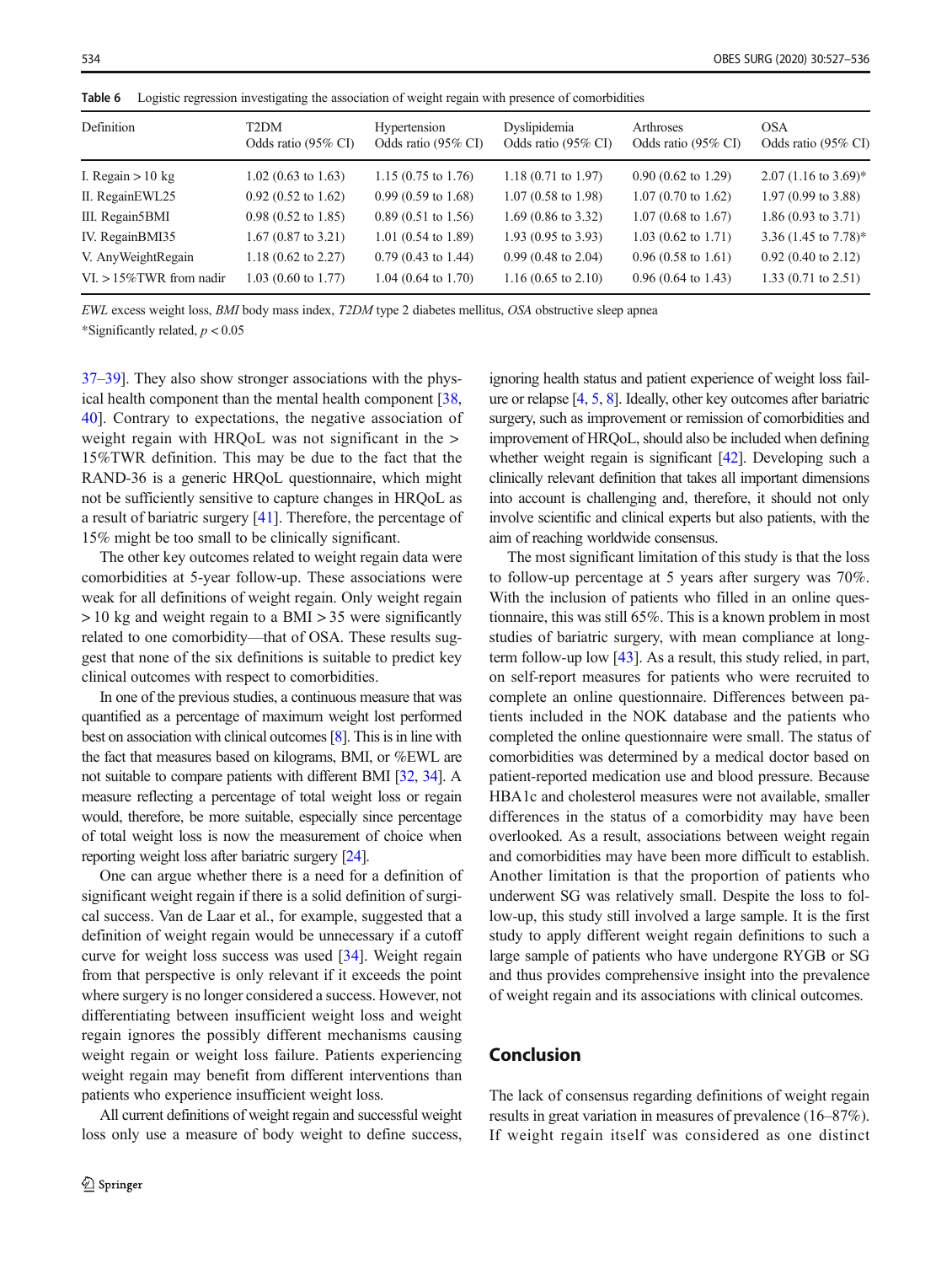Table 6 Logistic regression investigating the association of weight regain with presence of comorbidities

| Definition | T2DM Odds ratio (95% CI) | Hypertension Odds ratio (95% CI) | Dyslipidemia Odds ratio (95% CI) | Arthroses Odds ratio (95% CI) | OSA Odds ratio (95% CI) |
|---|---|---|---|---|---|
| I. Regain > 10 kg | 1.02 (0.63 to 1.63) | 1.15 (0.75 to 1.76) | 1.18 (0.71 to 1.97) | 0.90 (0.62 to 1.29) | 2.07 (1.16 to 3.69)* |
| II. RegainEWL25 | 0.92 (0.52 to 1.62) | 0.99 (0.59 to 1.68) | 1.07 (0.58 to 1.98) | 1.07 (0.70 to 1.62) | 1.97 (0.99 to 3.88) |
| III. Regain5BMI | 0.98 (0.52 to 1.85) | 0.89 (0.51 to 1.56) | 1.69 (0.86 to 3.32) | 1.07 (0.68 to 1.67) | 1.86 (0.93 to 3.71) |
| IV. RegainBMI35 | 1.67 (0.87 to 3.21) | 1.01 (0.54 to 1.89) | 1.93 (0.95 to 3.93) | 1.03 (0.62 to 1.71) | 3.36 (1.45 to 7.78)* |
| V. AnyWeightRegain | 1.18 (0.62 to 2.27) | 0.79 (0.43 to 1.44) | 0.99 (0.48 to 2.04) | 0.96 (0.58 to 1.61) | 0.92 (0.40 to 2.12) |
| VI. > 15%TWR from nadir | 1.03 (0.60 to 1.77) | 1.04 (0.64 to 1.70) | 1.16 (0.65 to 2.10) | 0.96 (0.64 to 1.43) | 1.33 (0.71 to 2.51) |

*EWL* excess weight loss, *BMI* body mass index, *T2DM* type 2 diabetes mellitus, *OSA* obstructive sleep apnea

*Significantly related, $p < 0.05$

37–39]. They also show stronger associations with the physical health component than the mental health component [38, 40]. Contrary to expectations, the negative association of weight regain with HRQoL was not significant in the > 15%TWR definition. This may be due to the fact that the RAND-36 is a generic HRQoL questionnaire, which might not be sufficiently sensitive to capture changes in HRQoL as a result of bariatric surgery [41]. Therefore, the percentage of 15% might be too small to be clinically significant.

The other key outcomes related to weight regain data were comorbidities at 5-year follow-up. These associations were weak for all definitions of weight regain. Only weight regain > 10 kg and weight regain to a BMI > 35 were significantly related to one comorbidity—that of OSA. These results suggest that none of the six definitions is suitable to predict key clinical outcomes with respect to comorbidities.

In one of the previous studies, a continuous measure that was quantified as a percentage of maximum weight lost performed best on association with clinical outcomes [8]. This is in line with the fact that measures based on kilograms, BMI, or %EWL are not suitable to compare patients with different BMI [32, 34]. A measure reflecting a percentage of total weight loss or regain would, therefore, be more suitable, especially since percentage of total weight loss is now the measurement of choice when reporting weight loss after bariatric surgery [24].

One can argue whether there is a need for a definition of significant weight regain if there is a solid definition of surgical success. Van de Laar et al., for example, suggested that a definition of weight regain would be unnecessary if a cutoff curve for weight loss success was used [34]. Weight regain from that perspective is only relevant if it exceeds the point where surgery is no longer considered a success. However, not differentiating between insufficient weight loss and weight regain ignores the possibly different mechanisms causing weight regain or weight loss failure. Patients experiencing weight regain may benefit from different interventions than patients who experience insufficient weight loss.

All current definitions of weight regain and successful weight loss only use a measure of body weight to define success, ignoring health status and patient experience of weight loss failure or relapse [4, 5, 8]. Ideally, other key outcomes after bariatric surgery, such as improvement or remission of comorbidities and improvement of HRQoL, should also be included when defining whether weight regain is significant [42]. Developing such a clinically relevant definition that takes all important dimensions into account is challenging and, therefore, it should not only involve scientific and clinical experts but also patients, with the aim of reaching worldwide consensus.

The most significant limitation of this study is that the loss to follow-up percentage at 5 years after surgery was 70%. With the inclusion of patients who filled in an online questionnaire, this was still 65%. This is a known problem in most studies of bariatric surgery, with mean compliance at long-term follow-up low [43]. As a result, this study relied, in part, on self-report measures for patients who were recruited to complete an online questionnaire. Differences between patients included in the NOK database and the patients who completed the online questionnaire were small. The status of comorbidities was determined by a medical doctor based on patient-reported medication use and blood pressure. Because HBA1c and cholesterol measures were not available, smaller differences in the status of a comorbidity may have been overlooked. As a result, associations between weight regain and comorbidities may have been more difficult to establish. Another limitation is that the proportion of patients who underwent SG was relatively small. Despite the loss to follow-up, this study still involved a large sample. It is the first study to apply different weight regain definitions to such a large sample of patients who have undergone RYGB or SG and thus provides comprehensive insight into the prevalence of weight regain and its associations with clinical outcomes.

## Conclusion

The lack of consensus regarding definitions of weight regain results in great variation in measures of prevalence (16–87%). If weight regain itself was considered as one distinct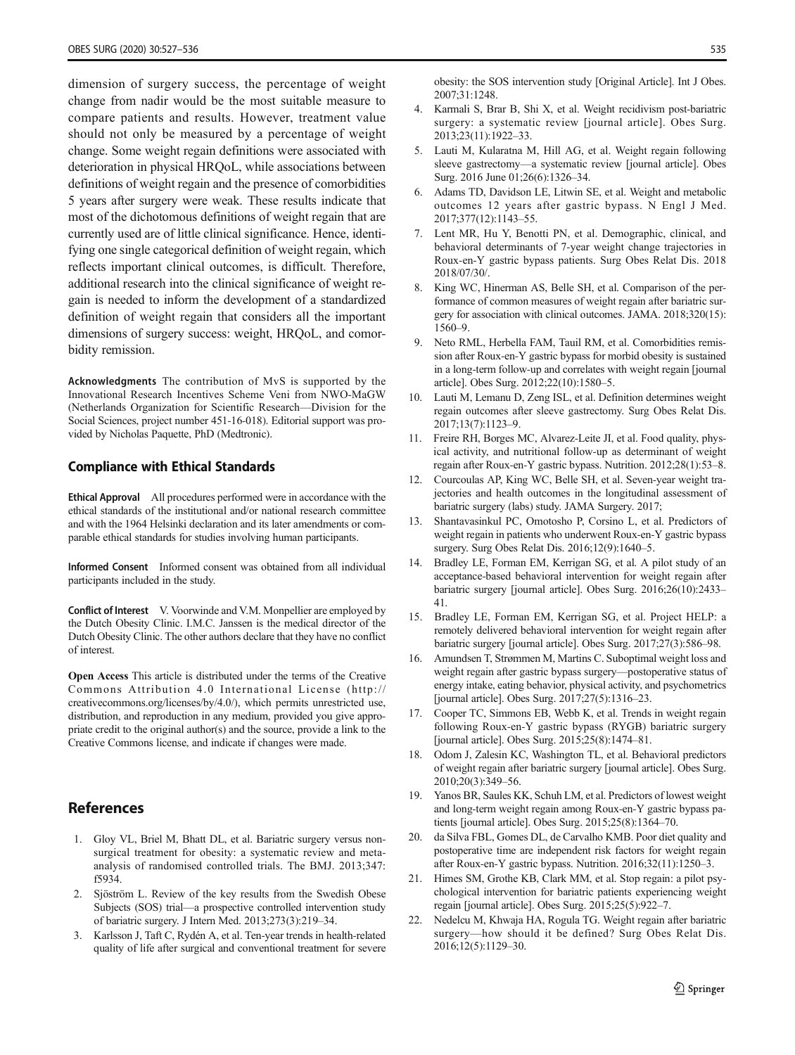dimension of surgery success, the percentage of weight change from nadir would be the most suitable measure to compare patients and results. However, treatment value should not only be measured by a percentage of weight change. Some weight regain definitions were associated with deterioration in physical HRQoL, while associations between definitions of weight regain and the presence of comorbidities 5 years after surgery were weak. These results indicate that most of the dichotomous definitions of weight regain that are currently used are of little clinical significance. Hence, identifying one single categorical definition of weight regain, which reflects important clinical outcomes, is difficult. Therefore, additional research into the clinical significance of weight regain is needed to inform the development of a standardized definition of weight regain that considers all the important dimensions of surgery success: weight, HRQoL, and comorbidity remission.

**Acknowledgments** The contribution of MvS is supported by the Innovational Research Incentives Scheme Veni from NWO-MaGW (Netherlands Organization for Scientific Research—Division for the Social Sciences, project number 451-16-018). Editorial support was provided by Nicholas Paquette, PhD (Medtronic).

### Compliance with Ethical Standards

**Ethical Approval** All procedures performed were in accordance with the ethical standards of the institutional and/or national research committee and with the 1964 Helsinki declaration and its later amendments or comparable ethical standards for studies involving human participants.

**Informed Consent** Informed consent was obtained from all individual participants included in the study.

**Conflict of Interest** V. Voorwinde and V.M. Monpellier are employed by the Dutch Obesity Clinic. I.M.C. Janssen is the medical director of the Dutch Obesity Clinic. The other authors declare that they have no conflict of interest.

**Open Access** This article is distributed under the terms of the Creative Commons Attribution 4.0 International License (http://creativecommons.org/licenses/by/4.0/), which permits unrestricted use, distribution, and reproduction in any medium, provided you give appropriate credit to the original author(s) and the source, provide a link to the Creative Commons license, and indicate if changes were made.

## References

1. Gloy VL, Briel M, Bhatt DL, et al. Bariatric surgery versus non-surgical treatment for obesity: a systematic review and meta-analysis of randomised controlled trials. The BMJ. 2013;347: f5934.
2. Sjöström L. Review of the key results from the Swedish Obese Subjects (SOS) trial—a prospective controlled intervention study of bariatric surgery. J Intern Med. 2013;273(3):219–34.
3. Karlsson J, Taft C, Rydén A, et al. Ten-year trends in health-related quality of life after surgical and conventional treatment for severe obesity: the SOS intervention study [Original Article]. Int J Obes. 2007;31:1248.
4. Karmali S, Brar B, Shi X, et al. Weight recidivism post-bariatric surgery: a systematic review [journal article]. Obes Surg. 2013;23(11):1922–33.
5. Lauti M, Kularatna M, Hill AG, et al. Weight regain following sleeve gastrectomy—a systematic review [journal article]. Obes Surg. 2016 June 01;26(6):1326–34.
6. Adams TD, Davidson LE, Litwin SE, et al. Weight and metabolic outcomes 12 years after gastric bypass. N Engl J Med. 2017;377(12):1143–55.
7. Lent MR, Hu Y, Benotti PN, et al. Demographic, clinical, and behavioral determinants of 7-year weight change trajectories in Roux-en-Y gastric bypass patients. Surg Obes Relat Dis. 2018 2018/07/30/.
8. King WC, Hinerman AS, Belle SH, et al. Comparison of the performance of common measures of weight regain after bariatric surgery for association with clinical outcomes. JAMA. 2018;320(15): 1560–9.
9. Neto RML, Herbella FAM, Tauil RM, et al. Comorbidities remission after Roux-en-Y gastric bypass for morbid obesity is sustained in a long-term follow-up and correlates with weight regain [journal article]. Obes Surg. 2012;22(10):1580–5.
10. Lauti M, Lemanu D, Zeng ISL, et al. Definition determines weight regain outcomes after sleeve gastrectomy. Surg Obes Relat Dis. 2017;13(7):1123–9.
11. Freire RH, Borges MC, Alvarez-Leite JI, et al. Food quality, physical activity, and nutritional follow-up as determinant of weight regain after Roux-en-Y gastric bypass. Nutrition. 2012;28(1):53–8.
12. Courcoulas AP, King WC, Belle SH, et al. Seven-year weight trajectories and health outcomes in the longitudinal assessment of bariatric surgery (labs) study. JAMA Surgery. 2017;
13. Shantavasinkul PC, Omotosho P, Corsino L, et al. Predictors of weight regain in patients who underwent Roux-en-Y gastric bypass surgery. Surg Obes Relat Dis. 2016;12(9):1640–5.
14. Bradley LE, Forman EM, Kerrigan SG, et al. A pilot study of an acceptance-based behavioral intervention for weight regain after bariatric surgery [journal article]. Obes Surg. 2016;26(10):2433–41.
15. Bradley LE, Forman EM, Kerrigan SG, et al. Project HELP: a remotely delivered behavioral intervention for weight regain after bariatric surgery [journal article]. Obes Surg. 2017;27(3):586–98.
16. Amundsen T, Strømmen M, Martins C. Suboptimal weight loss and weight regain after gastric bypass surgery—postoperative status of energy intake, eating behavior, physical activity, and psychometrics [journal article]. Obes Surg. 2017;27(5):1316–23.
17. Cooper TC, Simmons EB, Webb K, et al. Trends in weight regain following Roux-en-Y gastric bypass (RYGB) bariatric surgery [journal article]. Obes Surg. 2015;25(8):1474–81.
18. Odom J, Zalesin KC, Washington TL, et al. Behavioral predictors of weight regain after bariatric surgery [journal article]. Obes Surg. 2010;20(3):349–56.
19. Yanos BR, Saules KK, Schuh LM, et al. Predictors of lowest weight and long-term weight regain among Roux-en-Y gastric bypass patients [journal article]. Obes Surg. 2015;25(8):1364–70.
20. da Silva FBL, Gomes DL, de Carvalho KMB. Poor diet quality and postoperative time are independent risk factors for weight regain after Roux-en-Y gastric bypass. Nutrition. 2016;32(11):1250–3.
21. Himes SM, Grothe KB, Clark MM, et al. Stop regain: a pilot psychological intervention for bariatric patients experiencing weight regain [journal article]. Obes Surg. 2015;25(5):922–7.
22. Nedelcu M, Khwaja HA, Rogula TG. Weight regain after bariatric surgery—how should it be defined? Surg Obes Relat Dis. 2016;12(5):1129–30.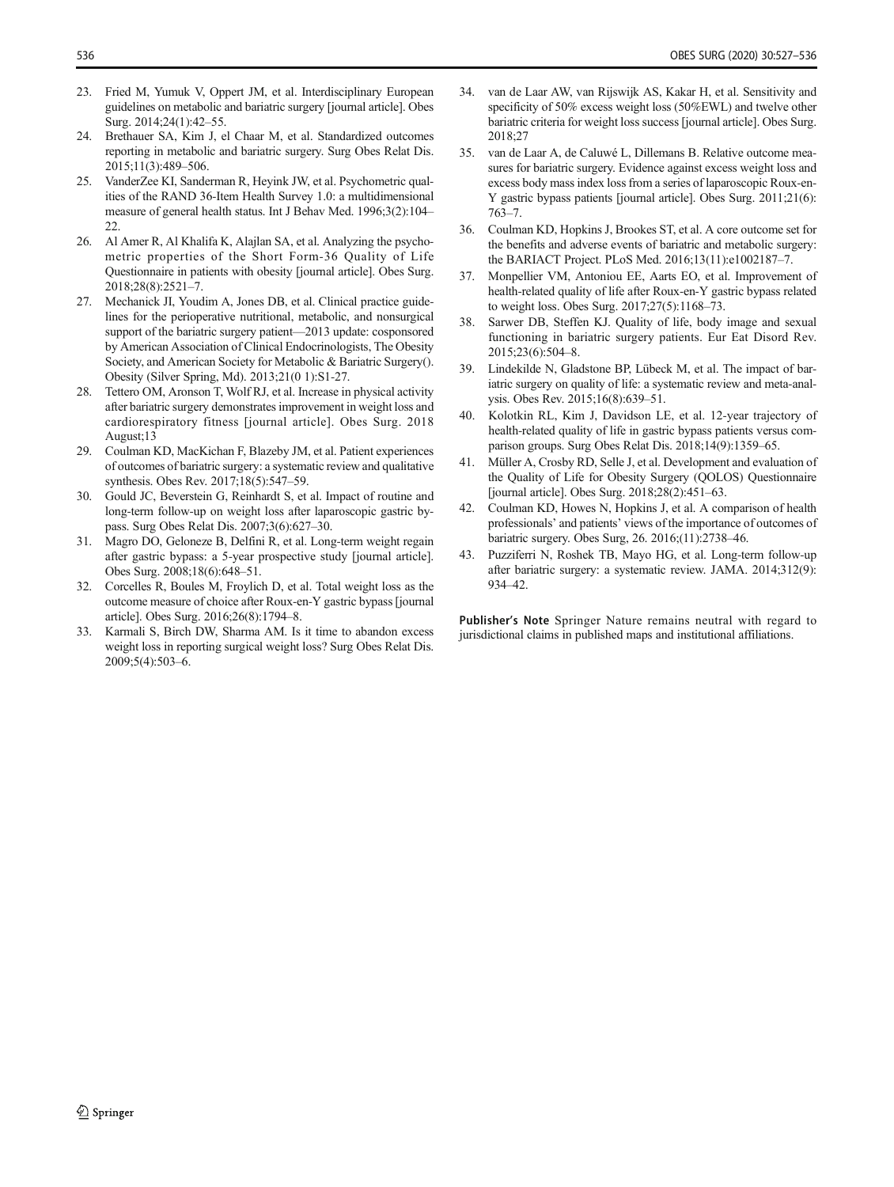23. Fried M, Yumuk V, Oppert JM, et al. Interdisciplinary European guidelines on metabolic and bariatric surgery [journal article]. Obes Surg. 2014;24(1):42–55.
24. Brethauer SA, Kim J, el Chaar M, et al. Standardized outcomes reporting in metabolic and bariatric surgery. Surg Obes Relat Dis. 2015;11(3):489–506.
25. VanderZee KI, Sanderman R, Heyink JW, et al. Psychometric qualities of the RAND 36-Item Health Survey 1.0: a multidimensional measure of general health status. Int J Behav Med. 1996;3(2):104–22.
26. Al Amer R, Al Khalifa K, Alajlan SA, et al. Analyzing the psychometric properties of the Short Form-36 Quality of Life Questionnaire in patients with obesity [journal article]. Obes Surg. 2018;28(8):2521–7.
27. Mechanick JI, Youdim A, Jones DB, et al. Clinical practice guidelines for the perioperative nutritional, metabolic, and nonsurgical support of the bariatric surgery patient—2013 update: cosponsored by American Association of Clinical Endocrinologists, The Obesity Society, and American Society for Metabolic & Bariatric Surgery(). Obesity (Silver Spring, Md). 2013;21(0 1):S1-27.
28. Tettero OM, Aronson T, Wolf RJ, et al. Increase in physical activity after bariatric surgery demonstrates improvement in weight loss and cardiorespiratory fitness [journal article]. Obes Surg. 2018 August;13
29. Coulman KD, MacKichan F, Blazeby JM, et al. Patient experiences of outcomes of bariatric surgery: a systematic review and qualitative synthesis. Obes Rev. 2017;18(5):547–59.
30. Gould JC, Beverstein G, Reinhardt S, et al. Impact of routine and long-term follow-up on weight loss after laparoscopic gastric bypass. Surg Obes Relat Dis. 2007;3(6):627–30.
31. Magro DO, Geloneze B, Delfini R, et al. Long-term weight regain after gastric bypass: a 5-year prospective study [journal article]. Obes Surg. 2008;18(6):648–51.
32. Corcelles R, Boules M, Froylich D, et al. Total weight loss as the outcome measure of choice after Roux-en-Y gastric bypass [journal article]. Obes Surg. 2016;26(8):1794–8.
33. Karmali S, Birch DW, Sharma AM. Is it time to abandon excess weight loss in reporting surgical weight loss? Surg Obes Relat Dis. 2009;5(4):503–6.
34. van de Laar AW, van Rijswijk AS, Kakar H, et al. Sensitivity and specificity of 50% excess weight loss (50%EWL) and twelve other bariatric criteria for weight loss success [journal article]. Obes Surg. 2018;27
35. van de Laar A, de Caluwé L, Dillemans B. Relative outcome measures for bariatric surgery. Evidence against excess weight loss and excess body mass index loss from a series of laparoscopic Roux-en-Y gastric bypass patients [journal article]. Obes Surg. 2011;21(6):763–7.
36. Coulman KD, Hopkins J, Brookes ST, et al. A core outcome set for the benefits and adverse events of bariatric and metabolic surgery: the BARIACT Project. PLoS Med. 2016;13(11):e1002187–7.
37. Monpellier VM, Antoniou EE, Aarts EO, et al. Improvement of health-related quality of life after Roux-en-Y gastric bypass related to weight loss. Obes Surg. 2017;27(5):1168–73.
38. Sarwer DB, Steffen KJ. Quality of life, body image and sexual functioning in bariatric surgery patients. Eur Eat Disord Rev. 2015;23(6):504–8.
39. Lindekilde N, Gladstone BP, Lübeck M, et al. The impact of bariatric surgery on quality of life: a systematic review and meta-analysis. Obes Rev. 2015;16(8):639–51.
40. Kolotkin RL, Kim J, Davidson LE, et al. 12-year trajectory of health-related quality of life in gastric bypass patients versus comparison groups. Surg Obes Relat Dis. 2018;14(9):1359–65.
41. Müller A, Crosby RD, Selle J, et al. Development and evaluation of the Quality of Life for Obesity Surgery (QOLOS) Questionnaire [journal article]. Obes Surg. 2018;28(2):451–63.
42. Coulman KD, Howes N, Hopkins J, et al. A comparison of health professionals' and patients' views of the importance of outcomes of bariatric surgery. Obes Surg, 26. 2016;(11):2738–46.
43. Puzziferri N, Roshek TB, Mayo HG, et al. Long-term follow-up after bariatric surgery: a systematic review. JAMA. 2014;312(9):934–42.

**Publisher's Note** Springer Nature remains neutral with regard to jurisdictional claims in published maps and institutional affiliations.